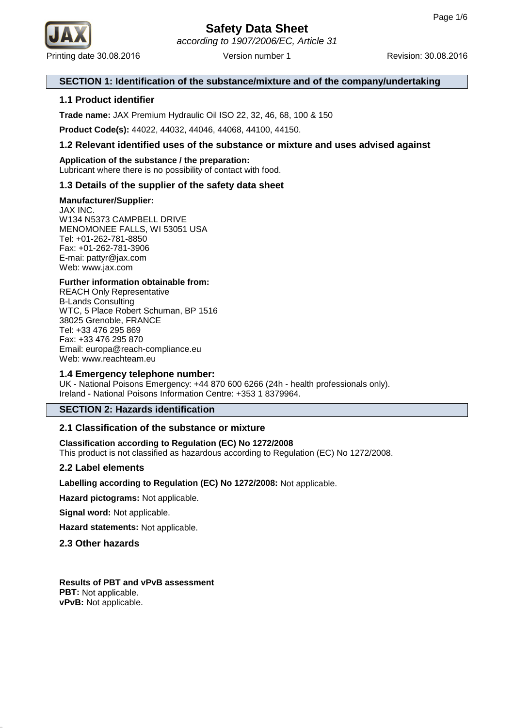# Safety Data Sheet

*according to 1907/2006/EC, Article 31*

Printing date 30.08.2016 Version number 1 Revision: 30.08.2016

## SECTION 1: Identification of the substance/mixture and of the company/undertaking

### 1.1 Product identifier

**Trade name:** JAX Premium Hydraulic Oil ISO 22, 32, 46, 68, 100 & 150

**Product Code(s):** 44022, 44032, 44046, 44068, 44100, 44150.

### 1.2 Relevant identified uses of the substance or mixture and uses advised against

**Application of the substance / the preparation:**
Lubricant where there is no possibility of contact with food.

### 1.3 Details of the supplier of the safety data sheet

**Manufacturer/Supplier:**
JAX INC.
W134 N5373 CAMPBELL DRIVE
MENOMONEE FALLS, WI 53051 USA
Tel: +01-262-781-8850
Fax: +01-262-781-3906
E-mai: pattyr@jax.com
Web: www.jax.com

**Further information obtainable from:**
REACH Only Representative
B-Lands Consulting
WTC, 5 Place Robert Schuman, BP 1516
38025 Grenoble, FRANCE
Tel: +33 476 295 869
Fax: +33 476 295 870
Email: europa@reach-compliance.eu
Web: www.reachteam.eu

### 1.4 Emergency telephone number:

UK - National Poisons Emergency: +44 870 600 6266 (24h - health professionals only).
Ireland - National Poisons Information Centre: +353 1 8379964.

## SECTION 2: Hazards identification

### 2.1 Classification of the substance or mixture

**Classification according to Regulation (EC) No 1272/2008**
This product is not classified as hazardous according to Regulation (EC) No 1272/2008.

### 2.2 Label elements

**Labelling according to Regulation (EC) No 1272/2008:** Not applicable.

**Hazard pictograms:** Not applicable.

**Signal word:** Not applicable.

**Hazard statements:** Not applicable.

### 2.3 Other hazards

**Results of PBT and vPvB assessment**
**PBT:** Not applicable.
**vPvB:** Not applicable.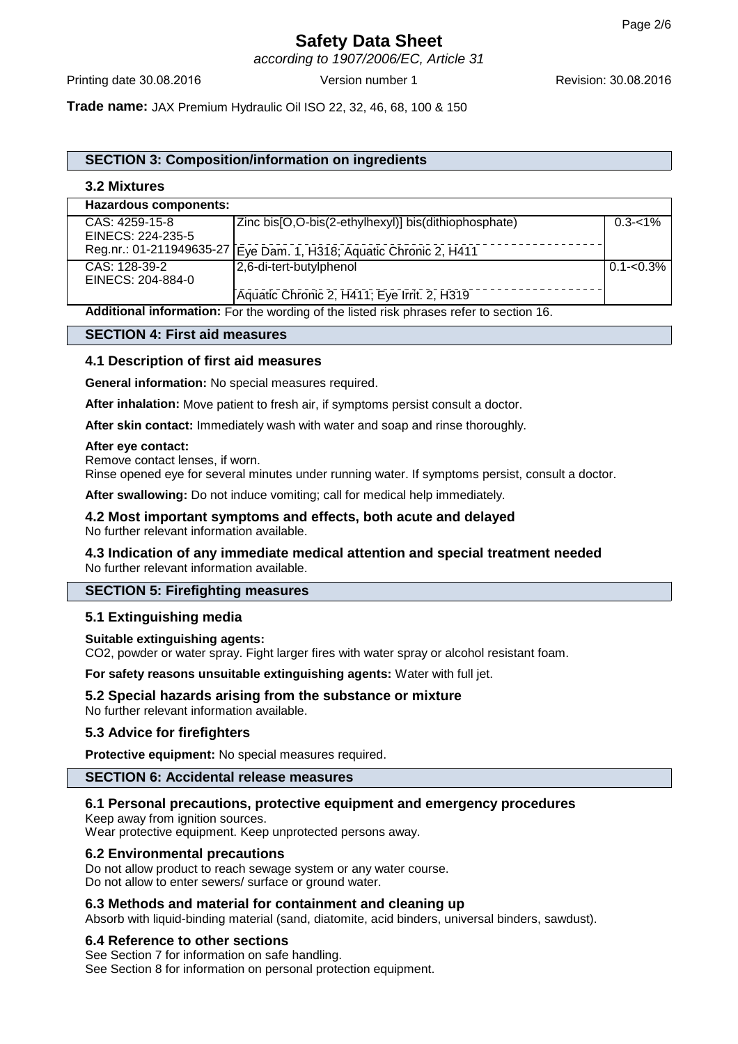# Safety Data Sheet

*according to 1907/2006/EC, Article 31*

Printing date 30.08.2016 Version number 1 Revision: 30.08.2016

**Trade name:** JAX Premium Hydraulic Oil ISO 22, 32, 46, 68, 100 & 150

## SECTION 3: Composition/information on ingredients

### 3.2 Mixtures

| Hazardous components: | | |
|---|---|---|
| CAS: 4259-15-8<br>EINECS: 224-235-5<br>Reg.nr.: 01-211949635-27 | Zinc bis[O,O-bis(2-ethylhexyl)] bis(dithiophosphate)<br>Eye Dam. 1, H318; Aquatic Chronic 2, H411 | 0.3-<1% |
| CAS: 128-39-2<br>EINECS: 204-884-0 | 2,6-di-tert-butylphenol<br>Aquatic Chronic 2, H411; Eye Irrit. 2, H319 | 0.1-<0.3% |

**Additional information:** For the wording of the listed risk phrases refer to section 16.

## SECTION 4: First aid measures

### 4.1 Description of first aid measures

**General information:** No special measures required.

**After inhalation:** Move patient to fresh air, if symptoms persist consult a doctor.

**After skin contact:** Immediately wash with water and soap and rinse thoroughly.

**After eye contact:**
Remove contact lenses, if worn.
Rinse opened eye for several minutes under running water. If symptoms persist, consult a doctor.

**After swallowing:** Do not induce vomiting; call for medical help immediately.

### 4.2 Most important symptoms and effects, both acute and delayed

No further relevant information available.

### 4.3 Indication of any immediate medical attention and special treatment needed

No further relevant information available.

## SECTION 5: Firefighting measures

### 5.1 Extinguishing media

**Suitable extinguishing agents:**
$CO_2$, powder or water spray. Fight larger fires with water spray or alcohol resistant foam.

**For safety reasons unsuitable extinguishing agents:** Water with full jet.

### 5.2 Special hazards arising from the substance or mixture

No further relevant information available.

### 5.3 Advice for firefighters

**Protective equipment:** No special measures required.

## SECTION 6: Accidental release measures

### 6.1 Personal precautions, protective equipment and emergency procedures

Keep away from ignition sources.
Wear protective equipment. Keep unprotected persons away.

### 6.2 Environmental precautions

Do not allow product to reach sewage system or any water course.
Do not allow to enter sewers/ surface or ground water.

### 6.3 Methods and material for containment and cleaning up

Absorb with liquid-binding material (sand, diatomite, acid binders, universal binders, sawdust).

### 6.4 Reference to other sections

See Section 7 for information on safe handling.
See Section 8 for information on personal protection equipment.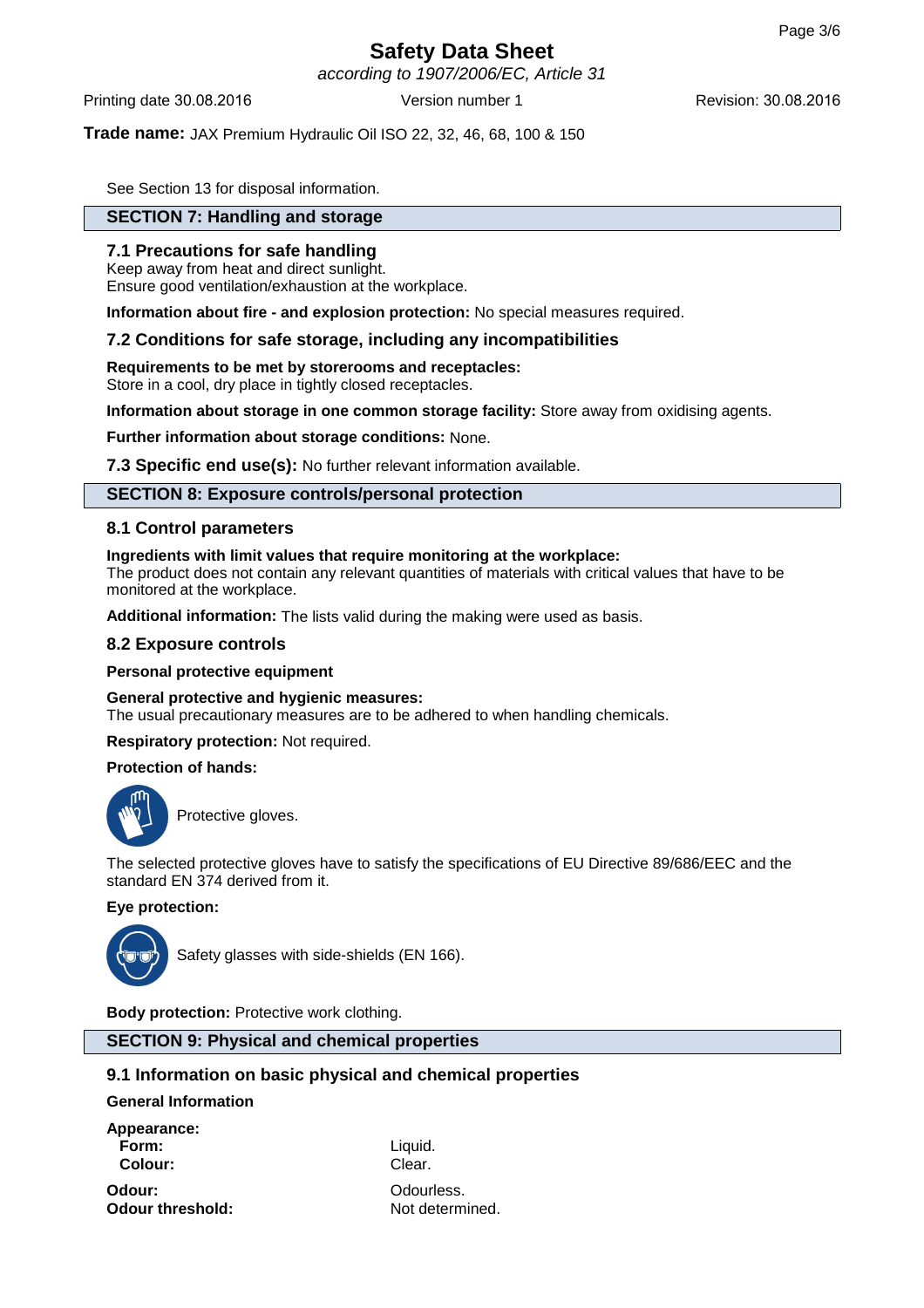See Section 13 for disposal information.

## SECTION 7: Handling and storage

### 7.1 Precautions for safe handling

Keep away from heat and direct sunlight.
Ensure good ventilation/exhaustion at the workplace.

**Information about fire - and explosion protection:** No special measures required.

### 7.2 Conditions for safe storage, including any incompatibilities

**Requirements to be met by storerooms and receptacles:**
Store in a cool, dry place in tightly closed receptacles.

**Information about storage in one common storage facility:** Store away from oxidising agents.

**Further information about storage conditions:** None.

**7.3 Specific end use(s):** No further relevant information available.

## SECTION 8: Exposure controls/personal protection

### 8.1 Control parameters

**Ingredients with limit values that require monitoring at the workplace:**
The product does not contain any relevant quantities of materials with critical values that have to be monitored at the workplace.

**Additional information:** The lists valid during the making were used as basis.

### 8.2 Exposure controls

**Personal protective equipment**

**General protective and hygienic measures:**
The usual precautionary measures are to be adhered to when handling chemicals.

**Respiratory protection:** Not required.

**Protection of hands:**

Protective gloves.

The selected protective gloves have to satisfy the specifications of EU Directive 89/686/EEC and the standard EN 374 derived from it.

**Eye protection:**

Safety glasses with side-shields (EN 166).

**Body protection:** Protective work clothing.

## SECTION 9: Physical and chemical properties

### 9.1 Information on basic physical and chemical properties

**General Information**

| | |
|---|---|
| **Appearance:** | |
| **Form:** | Liquid. |
| **Colour:** | Clear. |
| **Odour:** | Odourless. |
| **Odour threshold:** | Not determined. |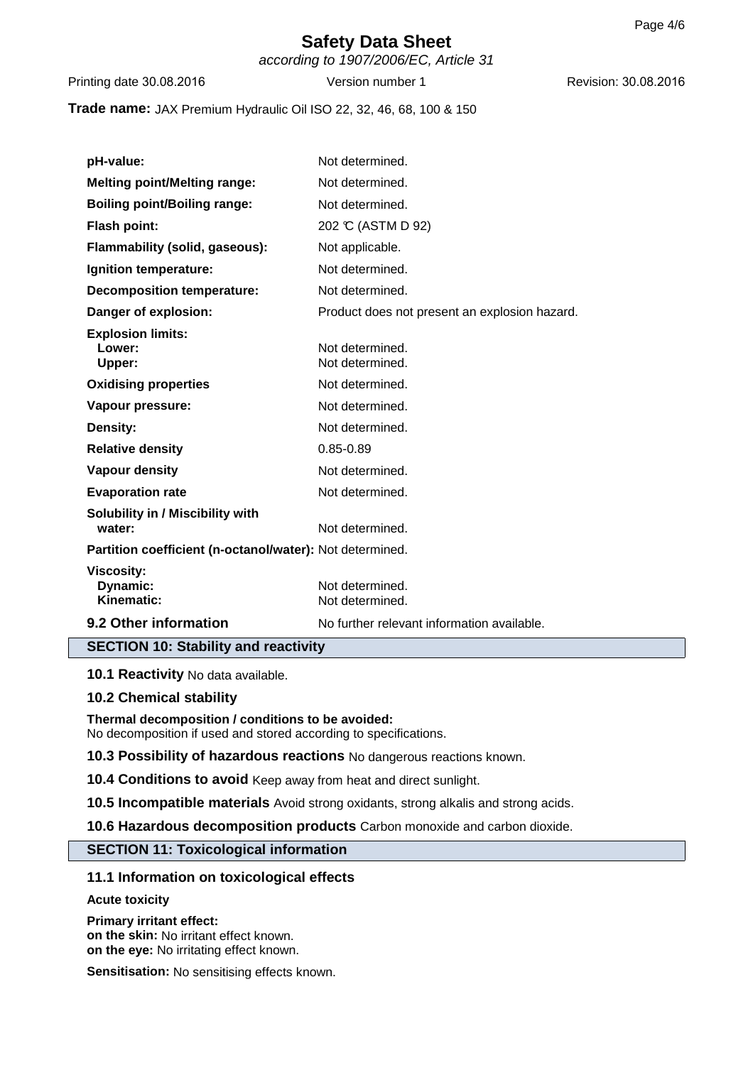**Trade name:** JAX Premium Hydraulic Oil ISO 22, 32, 46, 68, 100 & 150

| | |
|---|---|
| **pH-value:** | Not determined. |
| **Melting point/Melting range:** | Not determined. |
| **Boiling point/Boiling range:** | Not determined. |
| **Flash point:** | 202 °C (ASTM D 92) |
| **Flammability (solid, gaseous):** | Not applicable. |
| **Ignition temperature:** | Not determined. |
| **Decomposition temperature:** | Not determined. |
| **Danger of explosion:** | Product does not present an explosion hazard. |
| **Explosion limits:** | |
| **Lower:** | Not determined. |
| **Upper:** | Not determined. |
| **Oxidising properties** | Not determined. |
| **Vapour pressure:** | Not determined. |
| **Density:** | Not determined. |
| **Relative density** | 0.85-0.89 |
| **Vapour density** | Not determined. |
| **Evaporation rate** | Not determined. |
| **Solubility in / Miscibility with water:** | Not determined. |
| **Partition coefficient (n-octanol/water):** | Not determined. |
| **Viscosity:** | |
| **Dynamic:** | Not determined. |
| **Kinematic:** | Not determined. |
| **9.2 Other information** | No further relevant information available. |

## SECTION 10: Stability and reactivity

**10.1 Reactivity** No data available.

**10.2 Chemical stability**

**Thermal decomposition / conditions to be avoided:**
No decomposition if used and stored according to specifications.

**10.3 Possibility of hazardous reactions** No dangerous reactions known.

**10.4 Conditions to avoid** Keep away from heat and direct sunlight.

**10.5 Incompatible materials** Avoid strong oxidants, strong alkalis and strong acids.

**10.6 Hazardous decomposition products** Carbon monoxide and carbon dioxide.

## SECTION 11: Toxicological information

### 11.1 Information on toxicological effects

**Acute toxicity**

**Primary irritant effect:**
**on the skin:** No irritant effect known.
**on the eye:** No irritating effect known.

**Sensitisation:** No sensitising effects known.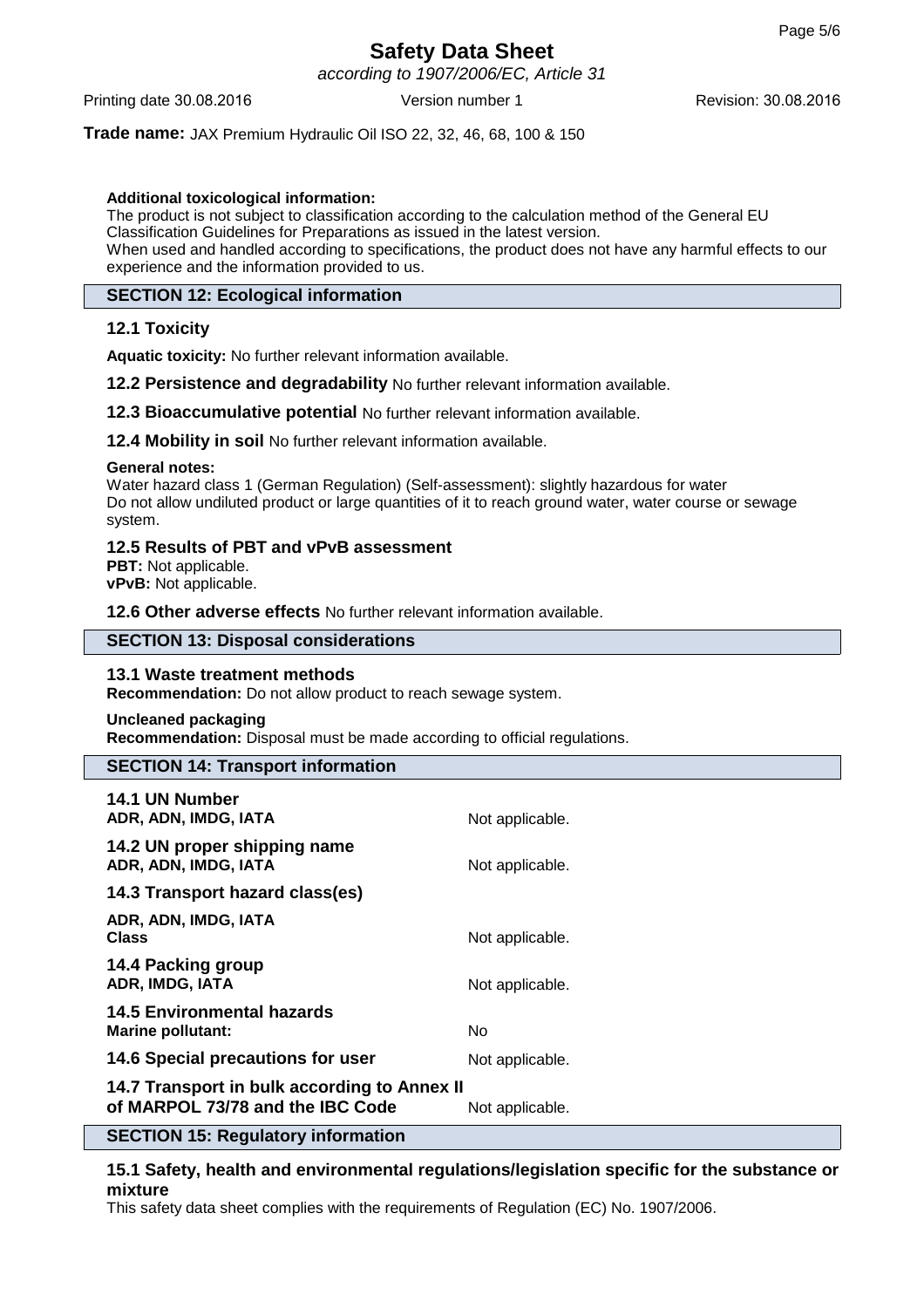**Additional toxicological information:**
The product is not subject to classification according to the calculation method of the General EU Classification Guidelines for Preparations as issued in the latest version.
When used and handled according to specifications, the product does not have any harmful effects to our experience and the information provided to us.

## SECTION 12: Ecological information

### 12.1 Toxicity

**Aquatic toxicity:** No further relevant information available.

**12.2 Persistence and degradability** No further relevant information available.

**12.3 Bioaccumulative potential** No further relevant information available.

**12.4 Mobility in soil** No further relevant information available.

**General notes:**
Water hazard class 1 (German Regulation) (Self-assessment): slightly hazardous for water
Do not allow undiluted product or large quantities of it to reach ground water, water course or sewage system.

### 12.5 Results of PBT and vPvB assessment

**PBT:** Not applicable.
**vPvB:** Not applicable.

**12.6 Other adverse effects** No further relevant information available.

## SECTION 13: Disposal considerations

### 13.1 Waste treatment methods

**Recommendation:** Do not allow product to reach sewage system.

**Uncleaned packaging**
**Recommendation:** Disposal must be made according to official regulations.

## SECTION 14: Transport information

| | |
|---|---|
| **14.1 UN Number** | |
| **ADR, ADN, IMDG, IATA** | Not applicable. |
| **14.2 UN proper shipping name** | |
| **ADR, ADN, IMDG, IATA** | Not applicable. |
| **14.3 Transport hazard class(es)** | |
| **ADR, ADN, IMDG, IATA** | |
| **Class** | Not applicable. |
| **14.4 Packing group** | |
| **ADR, IMDG, IATA** | Not applicable. |
| **14.5 Environmental hazards** | |
| **Marine pollutant:** | No |
| **14.6 Special precautions for user** | Not applicable. |
| **14.7 Transport in bulk according to Annex II of MARPOL 73/78 and the IBC Code** | Not applicable. |

## SECTION 15: Regulatory information

### 15.1 Safety, health and environmental regulations/legislation specific for the substance or mixture

This safety data sheet complies with the requirements of Regulation (EC) No. 1907/2006.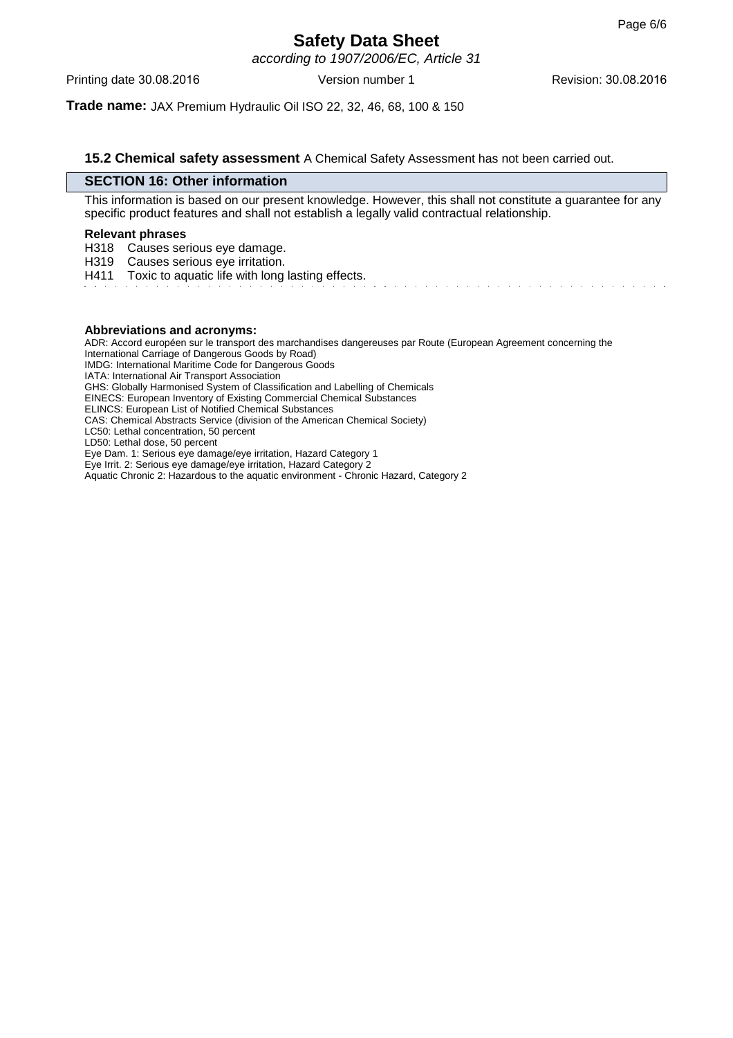**Trade name:** JAX Premium Hydraulic Oil ISO 22, 32, 46, 68, 100 & 150

**15.2 Chemical safety assessment** A Chemical Safety Assessment has not been carried out.

## SECTION 16: Other information

This information is based on our present knowledge. However, this shall not constitute a guarantee for any specific product features and shall not establish a legally valid contractual relationship.

**Relevant phrases**

H318 Causes serious eye damage.
H319 Causes serious eye irritation.
H411 Toxic to aquatic life with long lasting effects.

**Abbreviations and acronyms:**

ADR: Accord européen sur le transport des marchandises dangereuses par Route (European Agreement concerning the International Carriage of Dangerous Goods by Road)
IMDG: International Maritime Code for Dangerous Goods
IATA: International Air Transport Association
GHS: Globally Harmonised System of Classification and Labelling of Chemicals
EINECS: European Inventory of Existing Commercial Chemical Substances
ELINCS: European List of Notified Chemical Substances
CAS: Chemical Abstracts Service (division of the American Chemical Society)
LC50: Lethal concentration, 50 percent
LD50: Lethal dose, 50 percent
Eye Dam. 1: Serious eye damage/eye irritation, Hazard Category 1
Eye Irrit. 2: Serious eye damage/eye irritation, Hazard Category 2
Aquatic Chronic 2: Hazardous to the aquatic environment - Chronic Hazard, Category 2